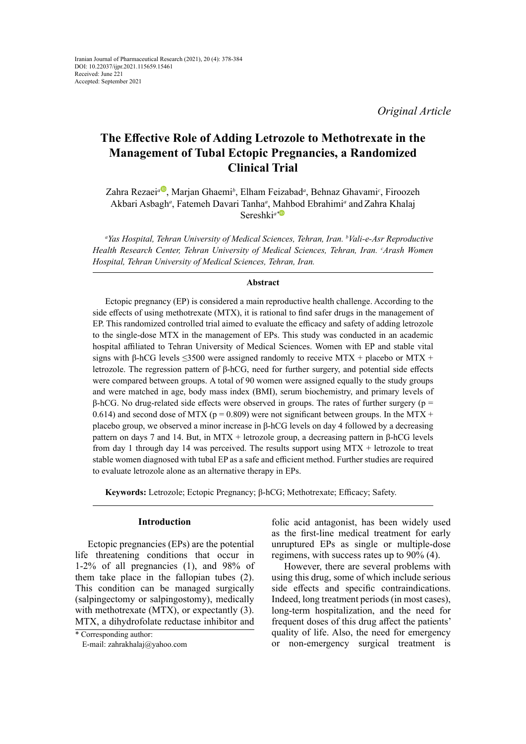Iranian Journal of Pharmaceutical Research (2021), 20 (4): 378-384
DOI: 10.22037/ijpr.2021.115659.15461
Received: June 221
Accepted: September 2021

*Original Article*

# The Effective Role of Adding Letrozole to Methotrexate in the Management of Tubal Ectopic Pregnancies, a Randomized Clinical Trial

Zahra Rezaei[a], Marjan Ghaemi[b], Elham Feizabad[a], Behnaz Ghavami[c], Firoozeh Akbari Asbagh[a], Fatemeh Davari Tanha[a], Mahbod Ebrahimi[a] and Zahra Khalaj Sereshki[a*]

*[a]Yas Hospital, Tehran University of Medical Sciences, Tehran, Iran. [b]Vali-e-Asr Reproductive Health Research Center, Tehran University of Medical Sciences, Tehran, Iran. [c]Arash Women Hospital, Tehran University of Medical Sciences, Tehran, Iran.*

### Abstract

Ectopic pregnancy (EP) is considered a main reproductive health challenge. According to the side effects of using methotrexate (MTX), it is rational to find safer drugs in the management of EP. This randomized controlled trial aimed to evaluate the efficacy and safety of adding letrozole to the single-dose MTX in the management of EPs. This study was conducted in an academic hospital affiliated to Tehran University of Medical Sciences. Women with EP and stable vital signs with β-hCG levels ≤3500 were assigned randomly to receive MTX + placebo or MTX + letrozole. The regression pattern of β-hCG, need for further surgery, and potential side effects were compared between groups. A total of 90 women were assigned equally to the study groups and were matched in age, body mass index (BMI), serum biochemistry, and primary levels of β-hCG. No drug-related side effects were observed in groups. The rates of further surgery ($p = 0.614$) and second dose of MTX ($p = 0.809$) were not significant between groups. In the MTX + placebo group, we observed a minor increase in β-hCG levels on day 4 followed by a decreasing pattern on days 7 and 14. But, in MTX + letrozole group, a decreasing pattern in β-hCG levels from day 1 through day 14 was perceived. The results support using MTX + letrozole to treat stable women diagnosed with tubal EP as a safe and efficient method. Further studies are required to evaluate letrozole alone as an alternative therapy in EPs.

**Keywords:** Letrozole; Ectopic Pregnancy; β-hCG; Methotrexate; Efficacy; Safety.

## Introduction

Ectopic pregnancies (EPs) are the potential life threatening conditions that occur in 1-2% of all pregnancies (1), and 98% of them take place in the fallopian tubes (2). This condition can be managed surgically (salpingectomy or salpingostomy), medically with methotrexate (MTX), or expectantly (3). MTX, a dihydrofolate reductase inhibitor and folic acid antagonist, has been widely used as the first-line medical treatment for early unruptured EPs as single or multiple-dose regimens, with success rates up to 90% (4).

However, there are several problems with using this drug, some of which include serious side effects and specific contraindications. Indeed, long treatment periods (in most cases), long-term hospitalization, and the need for frequent doses of this drug affect the patients' quality of life. Also, the need for emergency or non-emergency surgical treatment is

\* Corresponding author:
E-mail: zahrakhalaj@yahoo.com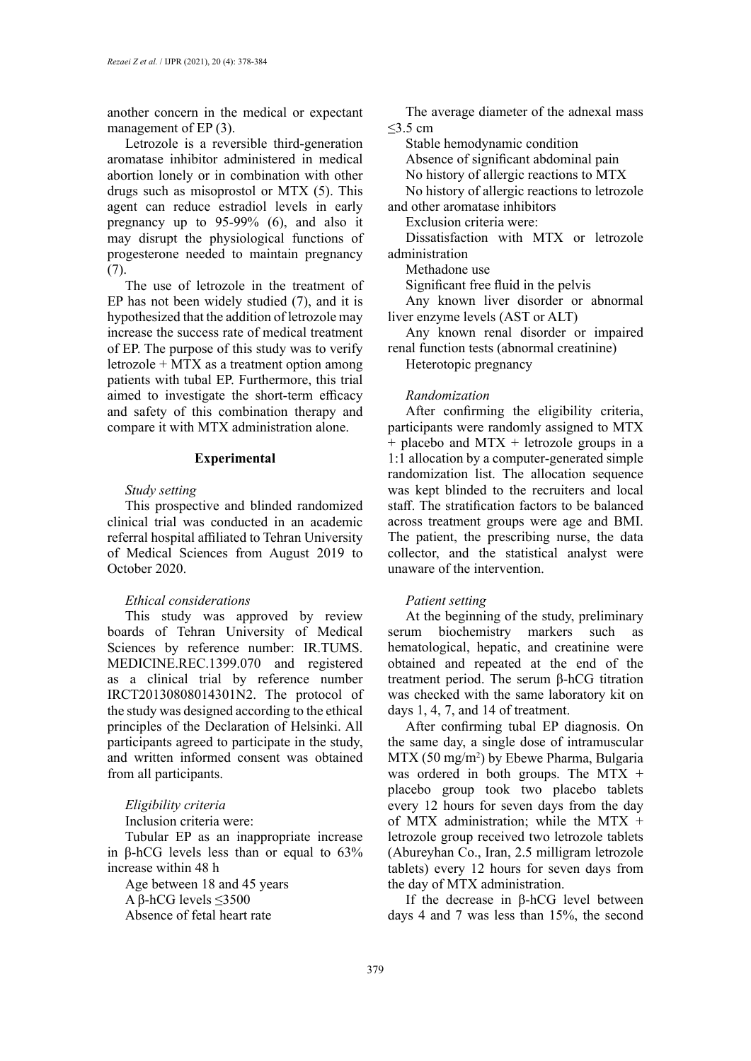another concern in the medical or expectant management of EP (3).

Letrozole is a reversible third-generation aromatase inhibitor administered in medical abortion lonely or in combination with other drugs such as misoprostol or MTX (5). This agent can reduce estradiol levels in early pregnancy up to 95-99% (6), and also it may disrupt the physiological functions of progesterone needed to maintain pregnancy (7).

The use of letrozole in the treatment of EP has not been widely studied (7), and it is hypothesized that the addition of letrozole may increase the success rate of medical treatment of EP. The purpose of this study was to verify letrozole + MTX as a treatment option among patients with tubal EP. Furthermore, this trial aimed to investigate the short-term efficacy and safety of this combination therapy and compare it with MTX administration alone.

## Experimental

*Study setting*

This prospective and blinded randomized clinical trial was conducted in an academic referral hospital affiliated to Tehran University of Medical Sciences from August 2019 to October 2020.

*Ethical considerations*

This study was approved by review boards of Tehran University of Medical Sciences by reference number: IR.TUMS.MEDICINE.REC.1399.070 and registered as a clinical trial by reference number IRCT20130808014301N2. The protocol of the study was designed according to the ethical principles of the Declaration of Helsinki. All participants agreed to participate in the study, and written informed consent was obtained from all participants.

*Eligibility criteria*

Inclusion criteria were:

Tubular EP as an inappropriate increase in β-hCG levels less than or equal to 63% increase within 48 h

Age between 18 and 45 years

A β-hCG levels ≤3500

Absence of fetal heart rate

The average diameter of the adnexal mass ≤3.5 cm

Stable hemodynamic condition

Absence of significant abdominal pain

No history of allergic reactions to MTX

No history of allergic reactions to letrozole and other aromatase inhibitors

Exclusion criteria were:

Dissatisfaction with MTX or letrozole administration

Methadone use

Significant free fluid in the pelvis

Any known liver disorder or abnormal liver enzyme levels (AST or ALT)

Any known renal disorder or impaired renal function tests (abnormal creatinine)

Heterotopic pregnancy

*Randomization*

After confirming the eligibility criteria, participants were randomly assigned to MTX + placebo and MTX + letrozole groups in a 1:1 allocation by a computer-generated simple randomization list. The allocation sequence was kept blinded to the recruiters and local staff. The stratification factors to be balanced across treatment groups were age and BMI. The patient, the prescribing nurse, the data collector, and the statistical analyst were unaware of the intervention.

*Patient setting*

At the beginning of the study, preliminary serum biochemistry markers such as hematological, hepatic, and creatinine were obtained and repeated at the end of the treatment period. The serum β-hCG titration was checked with the same laboratory kit on days 1, 4, 7, and 14 of treatment.

After confirming tubal EP diagnosis. On the same day, a single dose of intramuscular MTX (50 mg/m$^2$) by Ebewe Pharma, Bulgaria was ordered in both groups. The MTX + placebo group took two placebo tablets every 12 hours for seven days from the day of MTX administration; while the MTX + letrozole group received two letrozole tablets (Abureyhan Co., Iran, 2.5 milligram letrozole tablets) every 12 hours for seven days from the day of MTX administration.

If the decrease in β-hCG level between days 4 and 7 was less than 15%, the second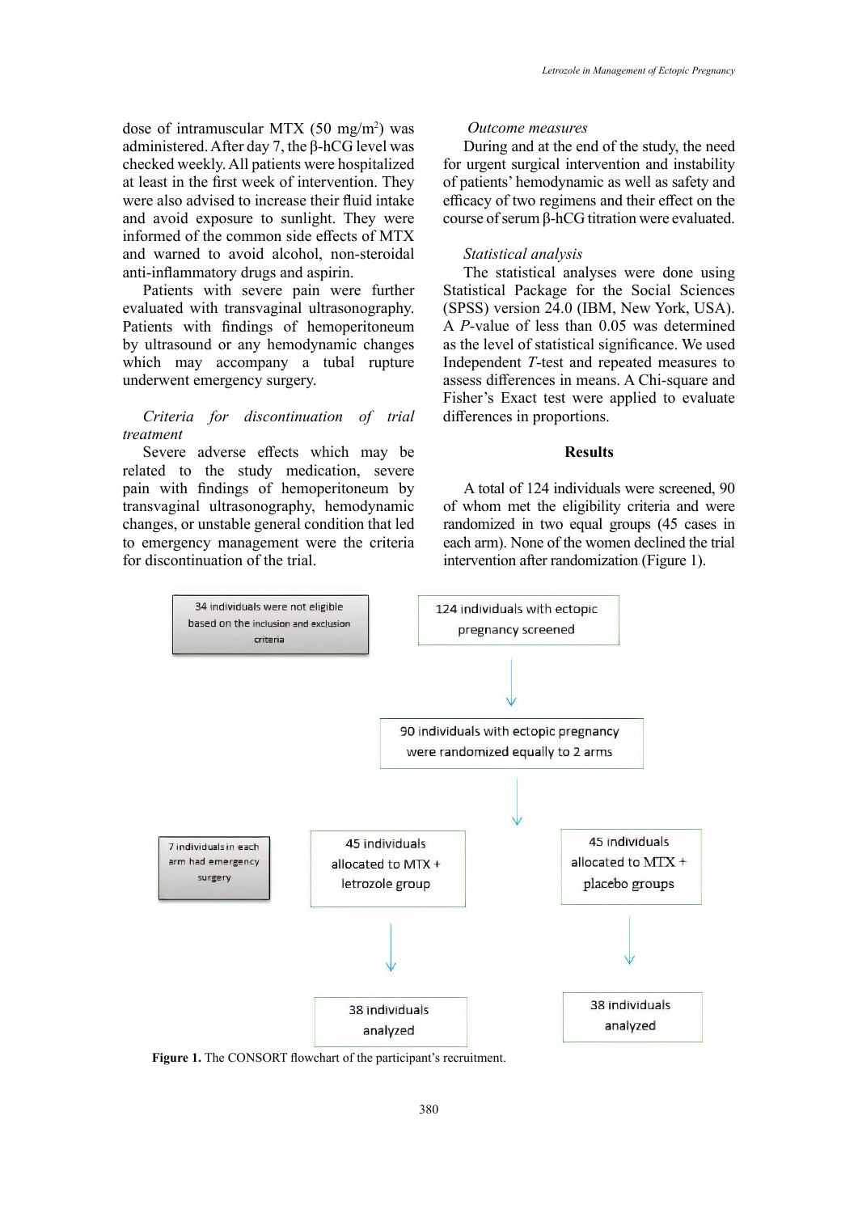dose of intramuscular MTX (50 mg/m$^2$) was administered. After day 7, the β-hCG level was checked weekly. All patients were hospitalized at least in the first week of intervention. They were also advised to increase their fluid intake and avoid exposure to sunlight. They were informed of the common side effects of MTX and warned to avoid alcohol, non-steroidal anti-inflammatory drugs and aspirin.

Patients with severe pain were further evaluated with transvaginal ultrasonography. Patients with findings of hemoperitoneum by ultrasound or any hemodynamic changes which may accompany a tubal rupture underwent emergency surgery.

*Criteria for discontinuation of trial treatment*

Severe adverse effects which may be related to the study medication, severe pain with findings of hemoperitoneum by transvaginal ultrasonography, hemodynamic changes, or unstable general condition that led to emergency management were the criteria for discontinuation of the trial.

*Outcome measures*

During and at the end of the study, the need for urgent surgical intervention and instability of patients' hemodynamic as well as safety and efficacy of two regimens and their effect on the course of serum β-hCG titration were evaluated.

*Statistical analysis*

The statistical analyses were done using Statistical Package for the Social Sciences (SPSS) version 24.0 (IBM, New York, USA). A *P*-value of less than 0.05 was determined as the level of statistical significance. We used Independent *T*-test and repeated measures to assess differences in means. A Chi-square and Fisher's Exact test were applied to evaluate differences in proportions.

## Results

A total of 124 individuals were screened, 90 of whom met the eligibility criteria and were randomized in two equal groups (45 cases in each arm). None of the women declined the trial intervention after randomization (Figure 1).

34 individuals were not eligible based on the inclusion and exclusion criteria

124 individuals with ectopic pregnancy screened

90 individuals with ectopic pregnancy were randomized equally to 2 arms

7 individuals in each arm had emergency surgery

45 individuals allocated to MTX + letrozole group

45 individuals allocated to MTX + placebo groups

38 individuals analyzed

38 individuals analyzed

**Figure 1.** The CONSORT flowchart of the participant's recruitment.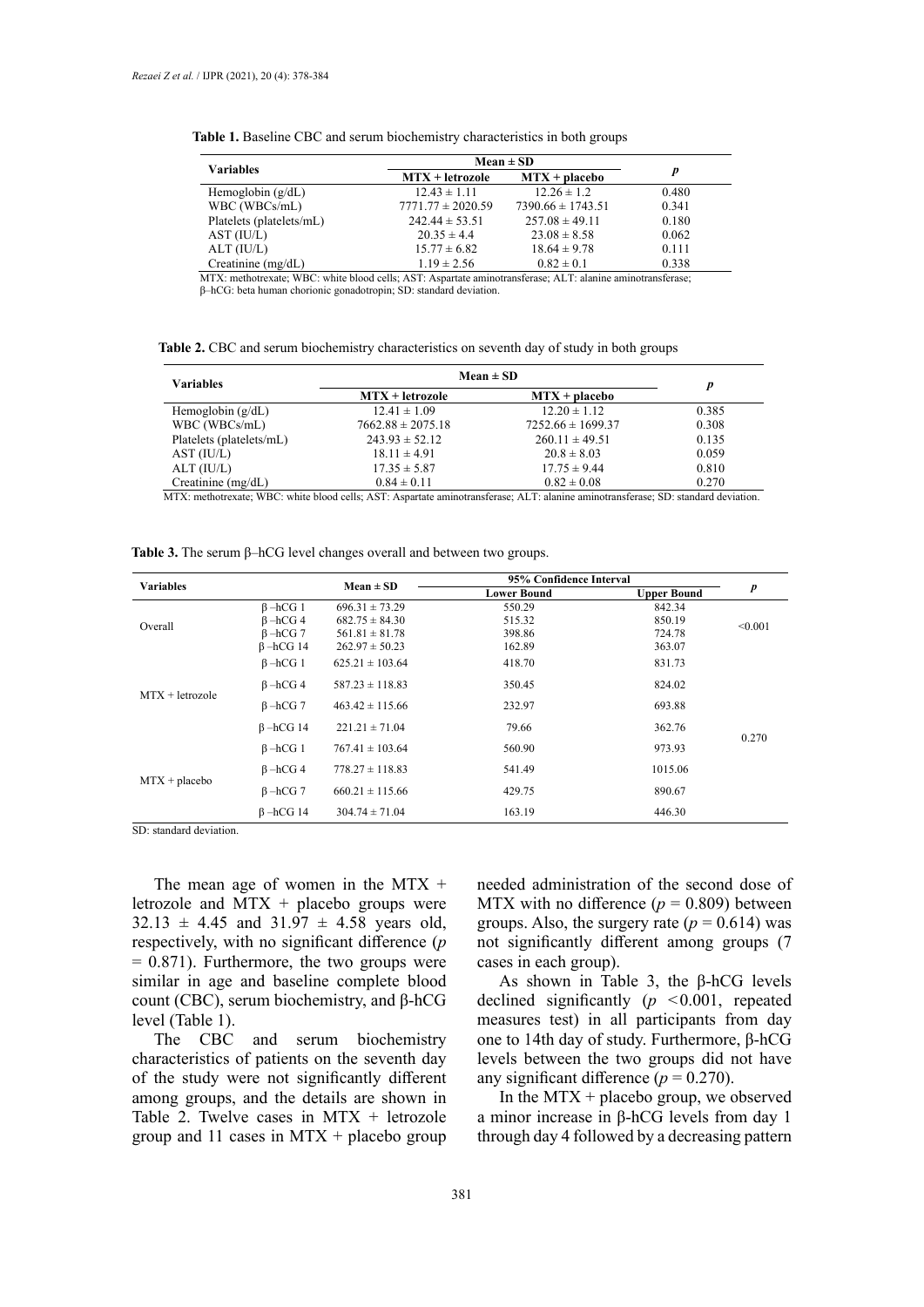**Table 1.** Baseline CBC and serum biochemistry characteristics in both groups

| Variables | Mean ± SD | | *p* |
|---|---|---|---|
| | MTX + letrozole | MTX + placebo | |
| Hemoglobin (g/dL) | 12.43 ± 1.11 | 12.26 ± 1.2 | 0.480 |
| WBC (WBCs/mL) | 7771.77 ± 2020.59 | 7390.66 ± 1743.51 | 0.341 |
| Platelets (platelets/mL) | 242.44 ± 53.51 | 257.08 ± 49.11 | 0.180 |
| AST (IU/L) | 20.35 ± 4.4 | 23.08 ± 8.58 | 0.062 |
| ALT (IU/L) | 15.77 ± 6.82 | 18.64 ± 9.78 | 0.111 |
| Creatinine (mg/dL) | 1.19 ± 2.56 | 0.82 ± 0.1 | 0.338 |

MTX: methotrexate; WBC: white blood cells; AST: Aspartate aminotransferase; ALT: alanine aminotransferase; β–hCG: beta human chorionic gonadotropin; SD: standard deviation.

**Table 2.** CBC and serum biochemistry characteristics on seventh day of study in both groups

| Variables | Mean ± SD | | *p* |
|---|---|---|---|
| | MTX + letrozole | MTX + placebo | |
| Hemoglobin (g/dL) | 12.41 ± 1.09 | 12.20 ± 1.12 | 0.385 |
| WBC (WBCs/mL) | 7662.88 ± 2075.18 | 7252.66 ± 1699.37 | 0.308 |
| Platelets (platelets/mL) | 243.93 ± 52.12 | 260.11 ± 49.51 | 0.135 |
| AST (IU/L) | 18.11 ± 4.91 | 20.8 ± 8.03 | 0.059 |
| ALT (IU/L) | 17.35 ± 5.87 | 17.75 ± 9.44 | 0.810 |
| Creatinine (mg/dL) | 0.84 ± 0.11 | 0.82 ± 0.08 | 0.270 |

MTX: methotrexate; WBC: white blood cells; AST: Aspartate aminotransferase; ALT: alanine aminotransferase; SD: standard deviation.

**Table 3.** The serum β–hCG level changes overall and between two groups.

| Variables | | Mean ± SD | 95% Confidence Interval | | *p* |
|---|---|---|---|---|---|
| | | | Lower Bound | Upper Bound | |
| Overall | β –hCG 1 | 696.31 ± 73.29 | 550.29 | 842.34 | <0.001 |
| | β –hCG 4 | 682.75 ± 84.30 | 515.32 | 850.19 | |
| | β –hCG 7 | 561.81 ± 81.78 | 398.86 | 724.78 | |
| | β –hCG 14 | 262.97 ± 50.23 | 162.89 | 363.07 | |
| MTX + letrozole | β –hCG 1 | 625.21 ± 103.64 | 418.70 | 831.73 | 0.270 |
| | β –hCG 4 | 587.23 ± 118.83 | 350.45 | 824.02 | |
| | β –hCG 7 | 463.42 ± 115.66 | 232.97 | 693.88 | |
| | β –hCG 14 | 221.21 ± 71.04 | 79.66 | 362.76 | |
| MTX + placebo | β –hCG 1 | 767.41 ± 103.64 | 560.90 | 973.93 | |
| | β –hCG 4 | 778.27 ± 118.83 | 541.49 | 1015.06 | |
| | β –hCG 7 | 660.21 ± 115.66 | 429.75 | 890.67 | |
| | β –hCG 14 | 304.74 ± 71.04 | 163.19 | 446.30 | |

SD: standard deviation.

The mean age of women in the MTX + letrozole and MTX + placebo groups were 32.13 ± 4.45 and 31.97 ± 4.58 years old, respectively, with no significant difference ($p = 0.871$). Furthermore, the two groups were similar in age and baseline complete blood count (CBC), serum biochemistry, and β-hCG level (Table 1).

The CBC and serum biochemistry characteristics of patients on the seventh day of the study were not significantly different among groups, and the details are shown in Table 2. Twelve cases in MTX + letrozole group and 11 cases in MTX + placebo group needed administration of the second dose of MTX with no difference ($p = 0.809$) between groups. Also, the surgery rate ($p = 0.614$) was not significantly different among groups (7 cases in each group).

As shown in Table 3, the β-hCG levels declined significantly ($p < 0.001$, repeated measures test) in all participants from day one to 14th day of study. Furthermore, β-hCG levels between the two groups did not have any significant difference ($p = 0.270$).

In the MTX + placebo group, we observed a minor increase in β-hCG levels from day 1 through day 4 followed by a decreasing pattern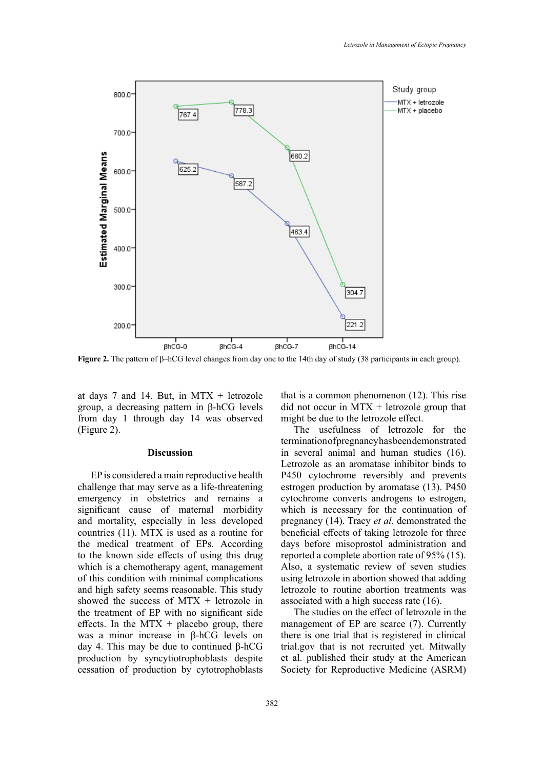Study group

MTX + letrozole

MTX + placebo

Estimated Marginal Means

800.0

700.0

600.0

500.0

400.0

300.0

200.0

767.4

778.3

660.2

304.7

625.2

587.2

463.4

221.2

βhCG-0

βhCG-4

βhCG-7

βhCG-14

**Figure 2.** The pattern of β–hCG level changes from day one to the 14th day of study (38 participants in each group).

at days 7 and 14. But, in MTX + letrozole group, a decreasing pattern in β-hCG levels from day 1 through day 14 was observed (Figure 2).

## Discussion

EP is considered a main reproductive health challenge that may serve as a life-threatening emergency in obstetrics and remains a significant cause of maternal morbidity and mortality, especially in less developed countries (11). MTX is used as a routine for the medical treatment of EPs. According to the known side effects of using this drug which is a chemotherapy agent, management of this condition with minimal complications and high safety seems reasonable. This study showed the success of MTX + letrozole in the treatment of EP with no significant side effects. In the MTX + placebo group, there was a minor increase in β-hCG levels on day 4. This may be due to continued β-hCG production by syncytiotrophoblasts despite cessation of production by cytotrophoblasts that is a common phenomenon (12). This rise did not occur in MTX + letrozole group that might be due to the letrozole effect.

The usefulness of letrozole for the termination of pregnancy has been demonstrated in several animal and human studies (16). Letrozole as an aromatase inhibitor binds to P450 cytochrome reversibly and prevents estrogen production by aromatase (13). P450 cytochrome converts androgens to estrogen, which is necessary for the continuation of pregnancy (14). Tracy *et al.* demonstrated the beneficial effects of taking letrozole for three days before misoprostol administration and reported a complete abortion rate of 95% (15). Also, a systematic review of seven studies using letrozole in abortion showed that adding letrozole to routine abortion treatments was associated with a high success rate (16).

The studies on the effect of letrozole in the management of EP are scarce (7). Currently there is one trial that is registered in clinical trial.gov that is not recruited yet. Mitwally et al. published their study at the American Society for Reproductive Medicine (ASRM)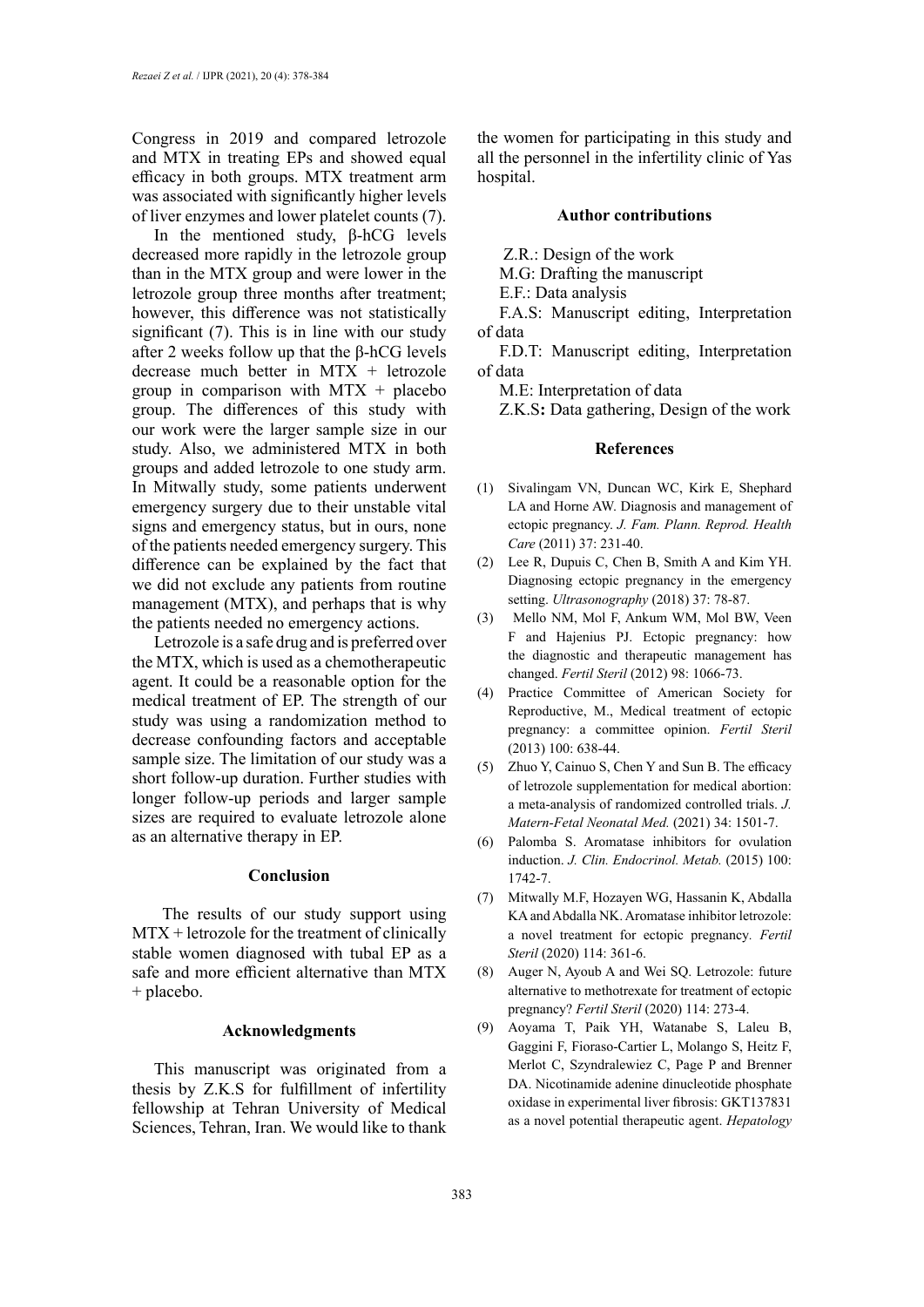Congress in 2019 and compared letrozole and MTX in treating EPs and showed equal efficacy in both groups. MTX treatment arm was associated with significantly higher levels of liver enzymes and lower platelet counts (7).

In the mentioned study, β-hCG levels decreased more rapidly in the letrozole group than in the MTX group and were lower in the letrozole group three months after treatment; however, this difference was not statistically significant (7). This is in line with our study after 2 weeks follow up that the β-hCG levels decrease much better in MTX + letrozole group in comparison with MTX + placebo group. The differences of this study with our work were the larger sample size in our study. Also, we administered MTX in both groups and added letrozole to one study arm. In Mitwally study, some patients underwent emergency surgery due to their unstable vital signs and emergency status, but in ours, none of the patients needed emergency surgery. This difference can be explained by the fact that we did not exclude any patients from routine management (MTX), and perhaps that is why the patients needed no emergency actions.

Letrozole is a safe drug and is preferred over the MTX, which is used as a chemotherapeutic agent. It could be a reasonable option for the medical treatment of EP. The strength of our study was using a randomization method to decrease confounding factors and acceptable sample size. The limitation of our study was a short follow-up duration. Further studies with longer follow-up periods and larger sample sizes are required to evaluate letrozole alone as an alternative therapy in EP.

## Conclusion

The results of our study support using MTX + letrozole for the treatment of clinically stable women diagnosed with tubal EP as a safe and more efficient alternative than MTX + placebo.

## Acknowledgments

This manuscript was originated from a thesis by Z.K.S for fulfillment of infertility fellowship at Tehran University of Medical Sciences, Tehran, Iran. We would like to thank the women for participating in this study and all the personnel in the infertility clinic of Yas hospital.

## Author contributions

Z.R.: Design of the work

M.G: Drafting the manuscript

E.F.: Data analysis

F.A.S: Manuscript editing, Interpretation of data

F.D.T: Manuscript editing, Interpretation of data

M.E: Interpretation of data

Z.K.S**:** Data gathering, Design of the work

## References

(1) Sivalingam VN, Duncan WC, Kirk E, Shephard LA and Horne AW. Diagnosis and management of ectopic pregnancy. *J. Fam. Plann. Reprod. Health Care* (2011) 37: 231-40.

(2) Lee R, Dupuis C, Chen B, Smith A and Kim YH. Diagnosing ectopic pregnancy in the emergency setting. *Ultrasonography* (2018) 37: 78-87.

(3) Mello NM, Mol F, Ankum WM, Mol BW, Veen F and Hajenius PJ. Ectopic pregnancy: how the diagnostic and therapeutic management has changed. *Fertil Steril* (2012) 98: 1066-73.

(4) Practice Committee of American Society for Reproductive, M., Medical treatment of ectopic pregnancy: a committee opinion. *Fertil Steril* (2013) 100: 638-44.

(5) Zhuo Y, Cainuo S, Chen Y and Sun B. The efficacy of letrozole supplementation for medical abortion: a meta-analysis of randomized controlled trials. *J. Matern-Fetal Neonatal Med.* (2021) 34: 1501-7.

(6) Palomba S. Aromatase inhibitors for ovulation induction. *J. Clin. Endocrinol. Metab.* (2015) 100: 1742-7.

(7) Mitwally M.F, Hozayen WG, Hassanin K, Abdalla KA and Abdalla NK. Aromatase inhibitor letrozole: a novel treatment for ectopic pregnancy. *Fertil Steril* (2020) 114: 361-6.

(8) Auger N, Ayoub A and Wei SQ. Letrozole: future alternative to methotrexate for treatment of ectopic pregnancy? *Fertil Steril* (2020) 114: 273-4.

(9) Aoyama T, Paik YH, Watanabe S, Laleu B, Gaggini F, Fioraso-Cartier L, Molango S, Heitz F, Merlot C, Szyndralewiez C, Page P and Brenner DA. Nicotinamide adenine dinucleotide phosphate oxidase in experimental liver fibrosis: GKT137831 as a novel potential therapeutic agent. *Hepatology*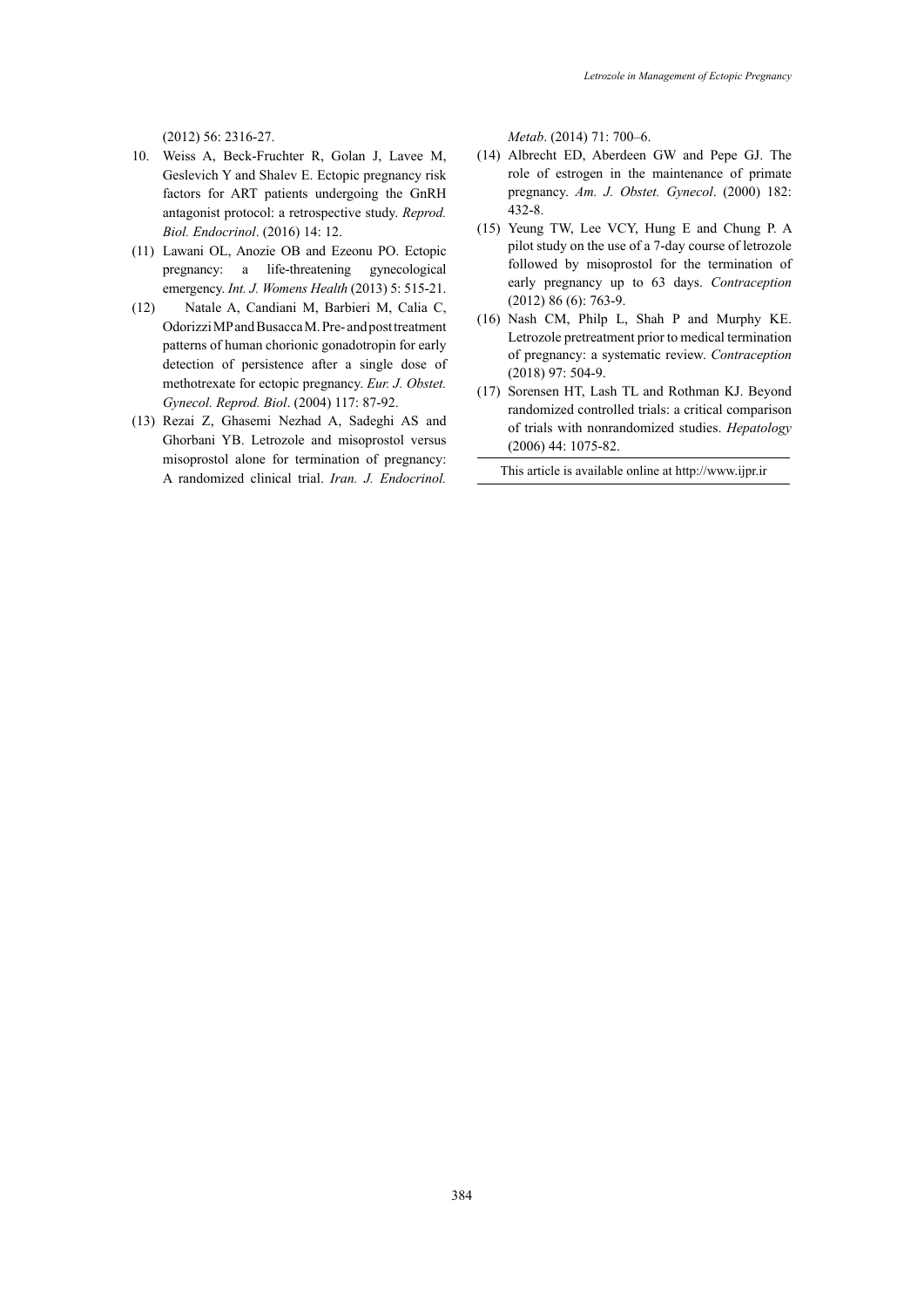(2012) 56: 2316-27.

10. Weiss A, Beck-Fruchter R, Golan J, Lavee M, Geslevich Y and Shalev E. Ectopic pregnancy risk factors for ART patients undergoing the GnRH antagonist protocol: a retrospective study. *Reprod. Biol. Endocrinol*. (2016) 14: 12.

(11) Lawani OL, Anozie OB and Ezeonu PO. Ectopic pregnancy: a life-threatening gynecological emergency. *Int. J. Womens Health* (2013) 5: 515-21.

(12) Natale A, Candiani M, Barbieri M, Calia C, Odorizzi MP and Busacca M. Pre- and post treatment patterns of human chorionic gonadotropin for early detection of persistence after a single dose of methotrexate for ectopic pregnancy. *Eur. J. Obstet. Gynecol. Reprod. Biol*. (2004) 117: 87-92.

(13) Rezai Z, Ghasemi Nezhad A, Sadeghi AS and Ghorbani YB. Letrozole and misoprostol versus misoprostol alone for termination of pregnancy: A randomized clinical trial. *Iran. J. Endocrinol. Metab*. (2014) 71: 700–6.

(14) Albrecht ED, Aberdeen GW and Pepe GJ. The role of estrogen in the maintenance of primate pregnancy. *Am. J. Obstet. Gynecol*. (2000) 182: 432-8.

(15) Yeung TW, Lee VCY, Hung E and Chung P. A pilot study on the use of a 7-day course of letrozole followed by misoprostol for the termination of early pregnancy up to 63 days. *Contraception* (2012) 86 (6): 763-9.

(16) Nash CM, Philp L, Shah P and Murphy KE. Letrozole pretreatment prior to medical termination of pregnancy: a systematic review. *Contraception* (2018) 97: 504-9.

(17) Sorensen HT, Lash TL and Rothman KJ. Beyond randomized controlled trials: a critical comparison of trials with nonrandomized studies. *Hepatology* (2006) 44: 1075-82.

This article is available online at http://www.ijpr.ir